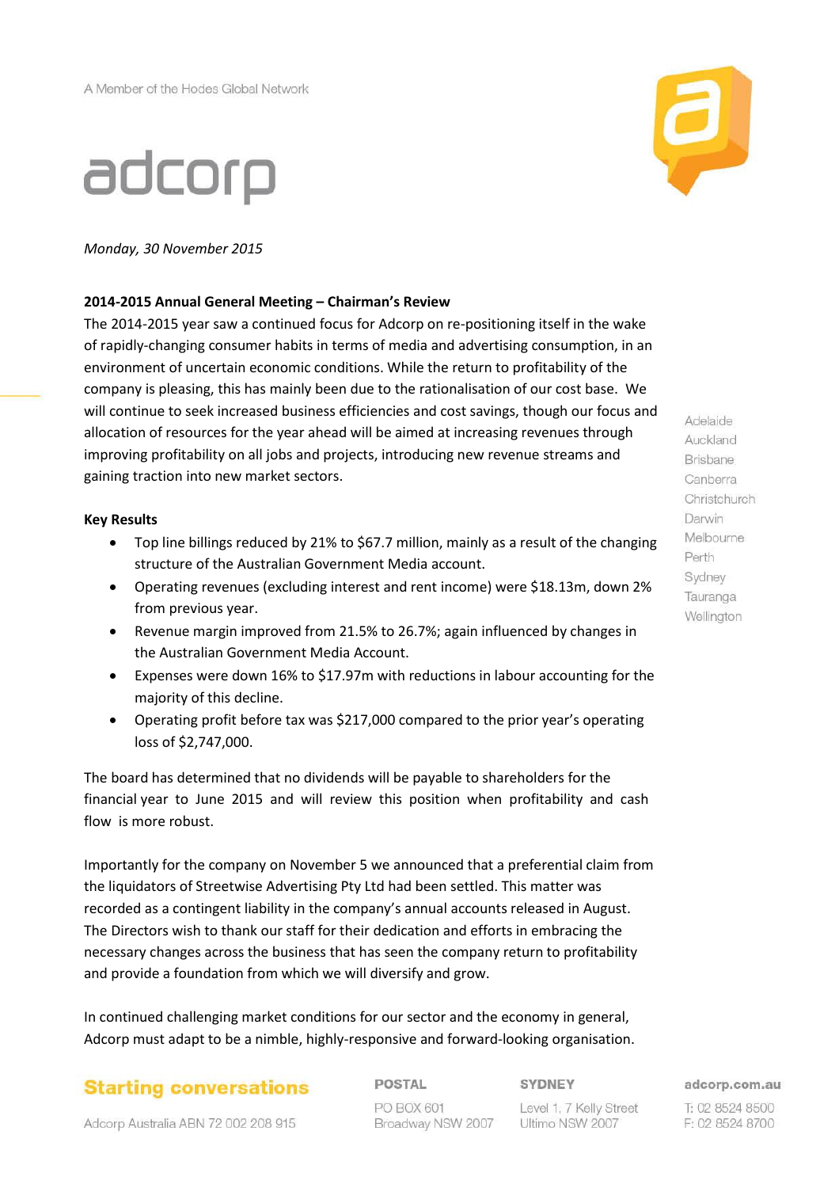A Member of the Hodes Global Network

# adcorp

*Monday, 30 November 2015*

**2014-2015 Annual General Meeting – Chairman's Review**

The 2014-2015 year saw a continued focus for Adcorp on re-positioning itself in the wake of rapidly-changing consumer habits in terms of media and advertising consumption, in an environment of uncertain economic conditions. While the return to profitability of the company is pleasing, this has mainly been due to the rationalisation of our cost base. We will continue to seek increased business efficiencies and cost savings, though our focus and allocation of resources for the year ahead will be aimed at increasing revenues through improving profitability on all jobs and projects, introducing new revenue streams and gaining traction into new market sectors.

Adelaide
Auckland
Brisbane
Canberra
Christchurch
Darwin
Melbourne
Perth
Sydney
Tauranga
Wellington

**Key Results**

- Top line billings reduced by 21% to $67.7 million, mainly as a result of the changing structure of the Australian Government Media account.
- Operating revenues (excluding interest and rent income) were $18.13m, down 2% from previous year.
- Revenue margin improved from 21.5% to 26.7%; again influenced by changes in the Australian Government Media Account.
- Expenses were down 16% to $17.97m with reductions in labour accounting for the majority of this decline.
- Operating profit before tax was $217,000 compared to the prior year's operating loss of $2,747,000.

The board has determined that no dividends will be payable to shareholders for the financial year to June 2015 and will review this position when profitability and cash flow is more robust.

Importantly for the company on November 5 we announced that a preferential claim from the liquidators of Streetwise Advertising Pty Ltd had been settled. This matter was recorded as a contingent liability in the company's annual accounts released in August. The Directors wish to thank our staff for their dedication and efforts in embracing the necessary changes across the business that has seen the company return to profitability and provide a foundation from which we will diversify and grow.

In continued challenging market conditions for our sector and the economy in general, Adcorp must adapt to be a nimble, highly-responsive and forward-looking organisation.

**Starting conversations**

Adcorp Australia ABN 72 002 208 915

**POSTAL**
PO BOX 601
Broadway NSW 2007

**SYDNEY**
Level 1, 7 Kelly Street
Ultimo NSW 2007

**adcorp.com.au**
T: 02 8524 8500
F: 02 8524 8700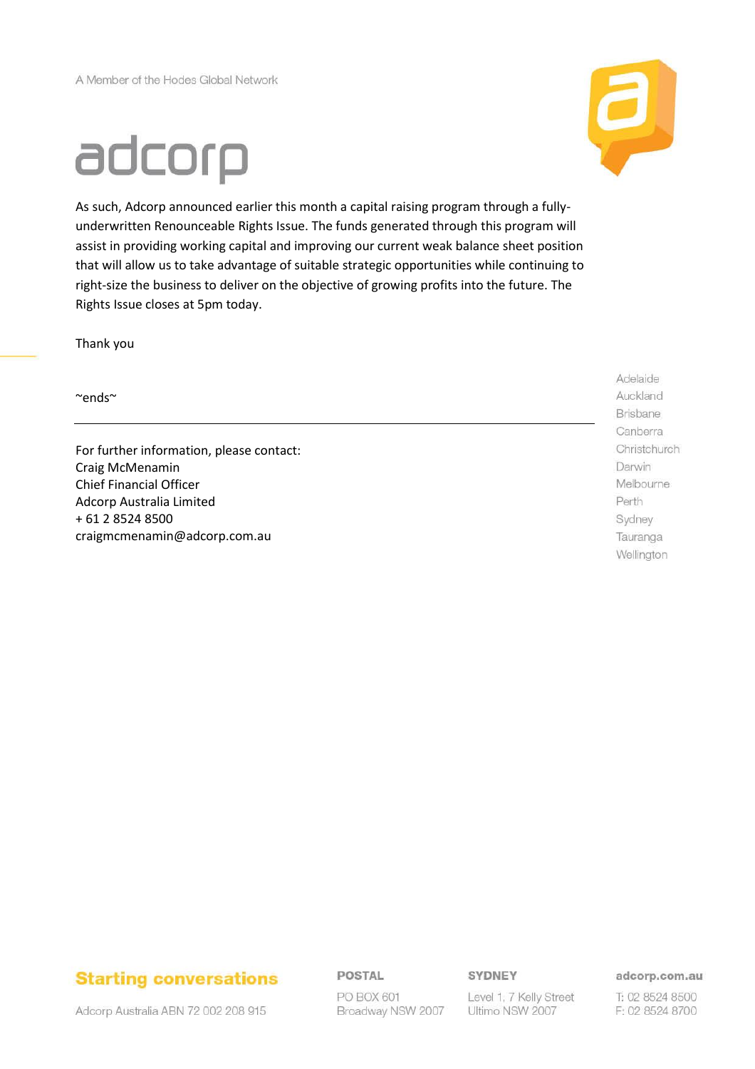As such, Adcorp announced earlier this month a capital raising program through a fully-underwritten Renounceable Rights Issue. The funds generated through this program will assist in providing working capital and improving our current weak balance sheet position that will allow us to take advantage of suitable strategic opportunities while continuing to right-size the business to deliver on the objective of growing profits into the future. The Rights Issue closes at 5pm today.

Thank you

~ends~

---

For further information, please contact:
Craig McMenamin
Chief Financial Officer
Adcorp Australia Limited
+ 61 2 8524 8500
craigmcmenamin@adcorp.com.au